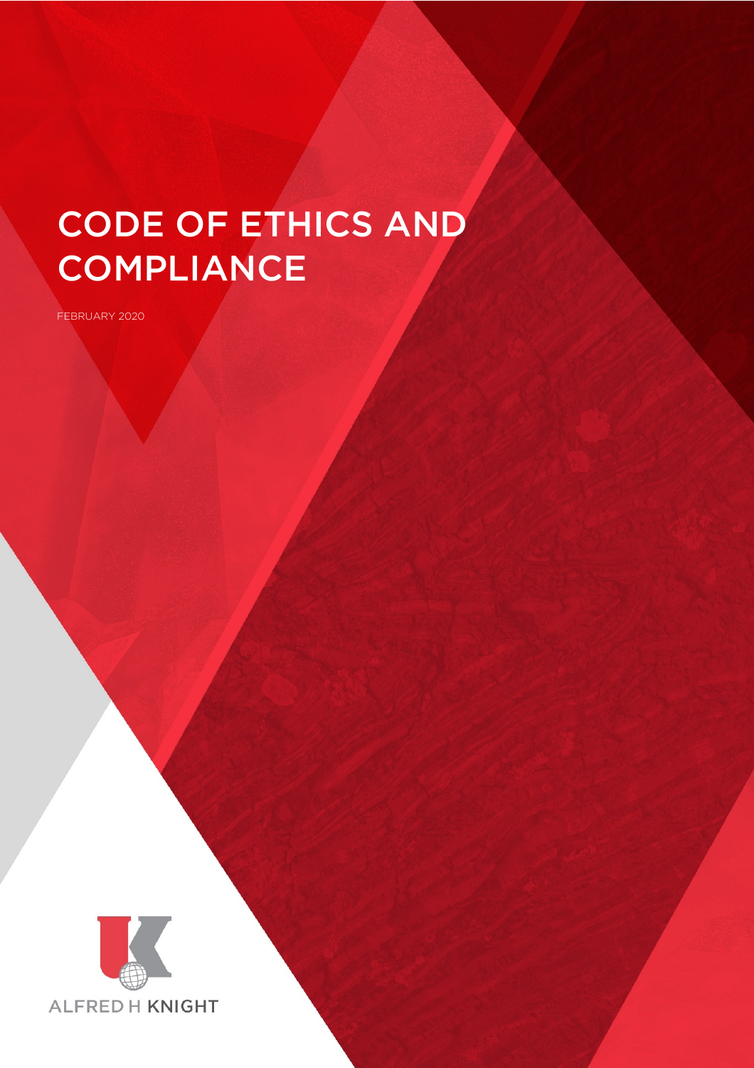# CODE OF ETHICS AND COMPLIANCE

FEBRUARY 2020

ALFRED H KNIGHT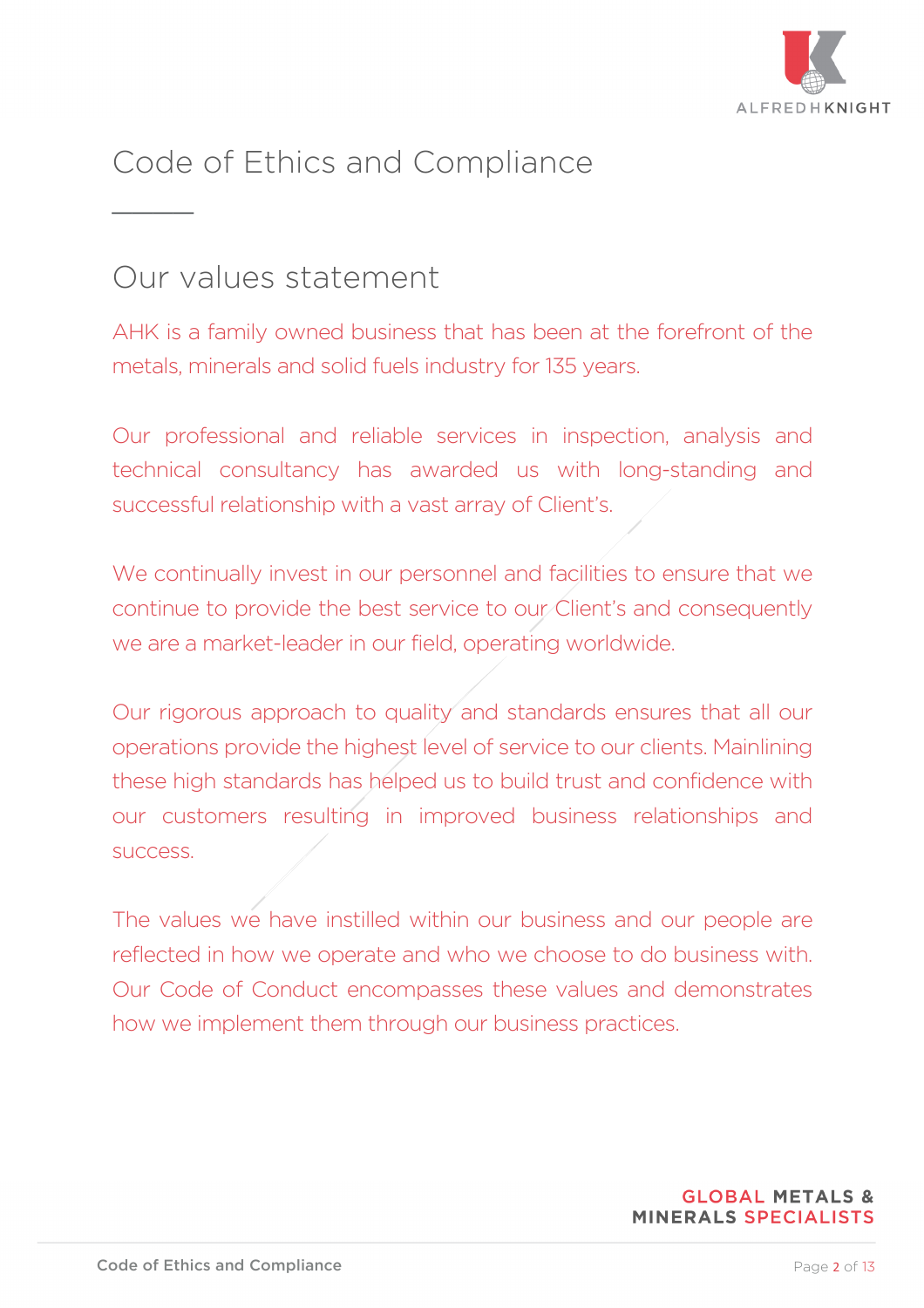# Code of Ethics and Compliance

## Our values statement

AHK is a family owned business that has been at the forefront of the metals, minerals and solid fuels industry for 135 years.

Our professional and reliable services in inspection, analysis and technical consultancy has awarded us with long-standing and successful relationship with a vast array of Client's.

We continually invest in our personnel and facilities to ensure that we continue to provide the best service to our Client's and consequently we are a market-leader in our field, operating worldwide.

Our rigorous approach to quality and standards ensures that all our operations provide the highest level of service to our clients. Mainlining these high standards has helped us to build trust and confidence with our customers resulting in improved business relationships and success.

The values we have instilled within our business and our people are reflected in how we operate and who we choose to do business with. Our Code of Conduct encompasses these values and demonstrates how we implement them through our business practices.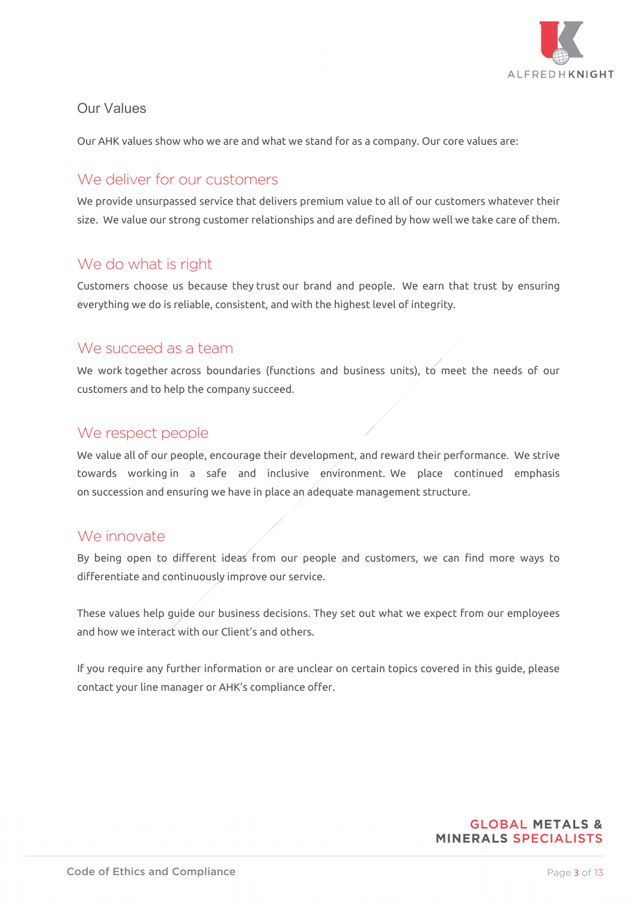## Our Values

Our AHK values show who we are and what we stand for as a company. Our core values are:

### We deliver for our customers

We provide unsurpassed service that delivers premium value to all of our customers whatever their size. We value our strong customer relationships and are defined by how well we take care of them.

### We do what is right

Customers choose us because they trust our brand and people. We earn that trust by ensuring everything we do is reliable, consistent, and with the highest level of integrity.

### We succeed as a team

We work together across boundaries (functions and business units), to meet the needs of our customers and to help the company succeed.

### We respect people

We value all of our people, encourage their development, and reward their performance. We strive towards working in a safe and inclusive environment. We place continued emphasis on succession and ensuring we have in place an adequate management structure.

### We innovate

By being open to different ideas from our people and customers, we can find more ways to differentiate and continuously improve our service.

These values help guide our business decisions. They set out what we expect from our employees and how we interact with our Client's and others.

If you require any further information or are unclear on certain topics covered in this guide, please contact your line manager or AHK's compliance offer.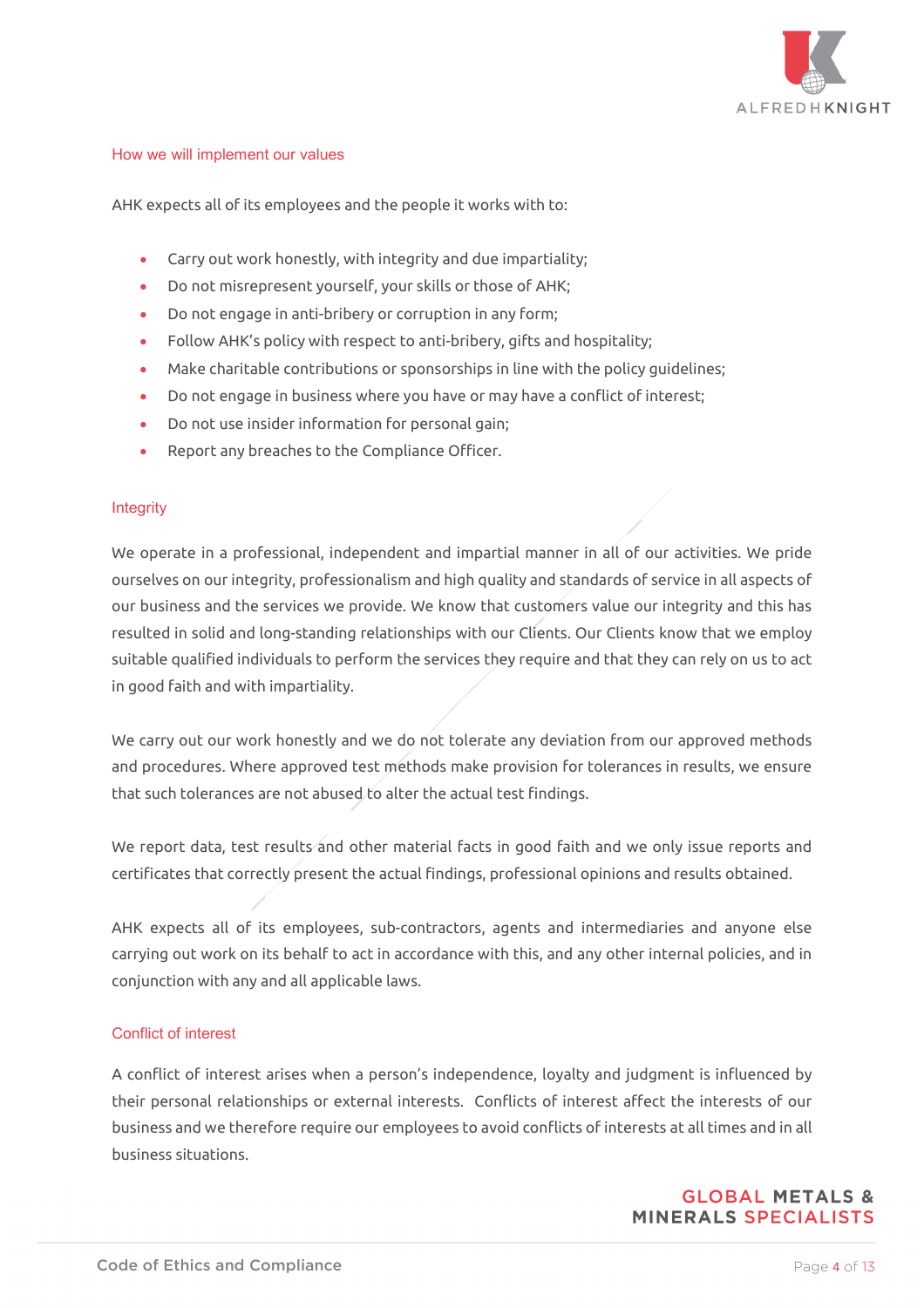## How we will implement our values

AHK expects all of its employees and the people it works with to:

- Carry out work honestly, with integrity and due impartiality;
- Do not misrepresent yourself, your skills or those of AHK;
- Do not engage in anti-bribery or corruption in any form;
- Follow AHK's policy with respect to anti-bribery, gifts and hospitality;
- Make charitable contributions or sponsorships in line with the policy guidelines;
- Do not engage in business where you have or may have a conflict of interest;
- Do not use insider information for personal gain;
- Report any breaches to the Compliance Officer.

## Integrity

We operate in a professional, independent and impartial manner in all of our activities. We pride ourselves on our integrity, professionalism and high quality and standards of service in all aspects of our business and the services we provide. We know that customers value our integrity and this has resulted in solid and long-standing relationships with our Clients. Our Clients know that we employ suitable qualified individuals to perform the services they require and that they can rely on us to act in good faith and with impartiality.

We carry out our work honestly and we do not tolerate any deviation from our approved methods and procedures. Where approved test methods make provision for tolerances in results, we ensure that such tolerances are not abused to alter the actual test findings.

We report data, test results and other material facts in good faith and we only issue reports and certificates that correctly present the actual findings, professional opinions and results obtained.

AHK expects all of its employees, sub-contractors, agents and intermediaries and anyone else carrying out work on its behalf to act in accordance with this, and any other internal policies, and in conjunction with any and all applicable laws.

## Conflict of interest

A conflict of interest arises when a person's independence, loyalty and judgment is influenced by their personal relationships or external interests. Conflicts of interest affect the interests of our business and we therefore require our employees to avoid conflicts of interests at all times and in all business situations.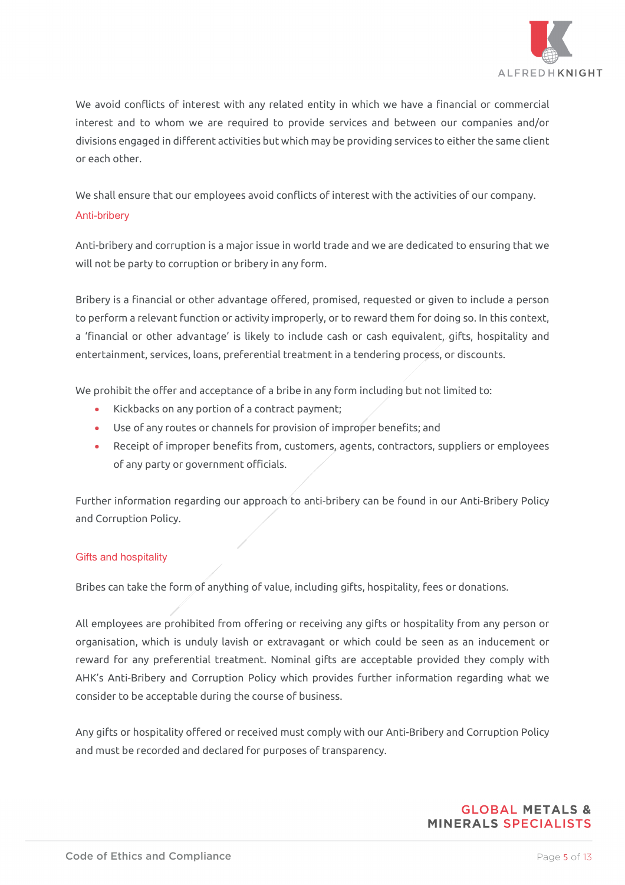We avoid conflicts of interest with any related entity in which we have a financial or commercial interest and to whom we are required to provide services and between our companies and/or divisions engaged in different activities but which may be providing services to either the same client or each other.

We shall ensure that our employees avoid conflicts of interest with the activities of our company.

## Anti-bribery

Anti-bribery and corruption is a major issue in world trade and we are dedicated to ensuring that we will not be party to corruption or bribery in any form.

Bribery is a financial or other advantage offered, promised, requested or given to include a person to perform a relevant function or activity improperly, or to reward them for doing so. In this context, a 'financial or other advantage' is likely to include cash or cash equivalent, gifts, hospitality and entertainment, services, loans, preferential treatment in a tendering process, or discounts.

We prohibit the offer and acceptance of a bribe in any form including but not limited to:

- Kickbacks on any portion of a contract payment;
- Use of any routes or channels for provision of improper benefits; and
- Receipt of improper benefits from, customers, agents, contractors, suppliers or employees of any party or government officials.

Further information regarding our approach to anti-bribery can be found in our Anti-Bribery Policy and Corruption Policy.

## Gifts and hospitality

Bribes can take the form of anything of value, including gifts, hospitality, fees or donations.

All employees are prohibited from offering or receiving any gifts or hospitality from any person or organisation, which is unduly lavish or extravagant or which could be seen as an inducement or reward for any preferential treatment. Nominal gifts are acceptable provided they comply with AHK's Anti-Bribery and Corruption Policy which provides further information regarding what we consider to be acceptable during the course of business.

Any gifts or hospitality offered or received must comply with our Anti-Bribery and Corruption Policy and must be recorded and declared for purposes of transparency.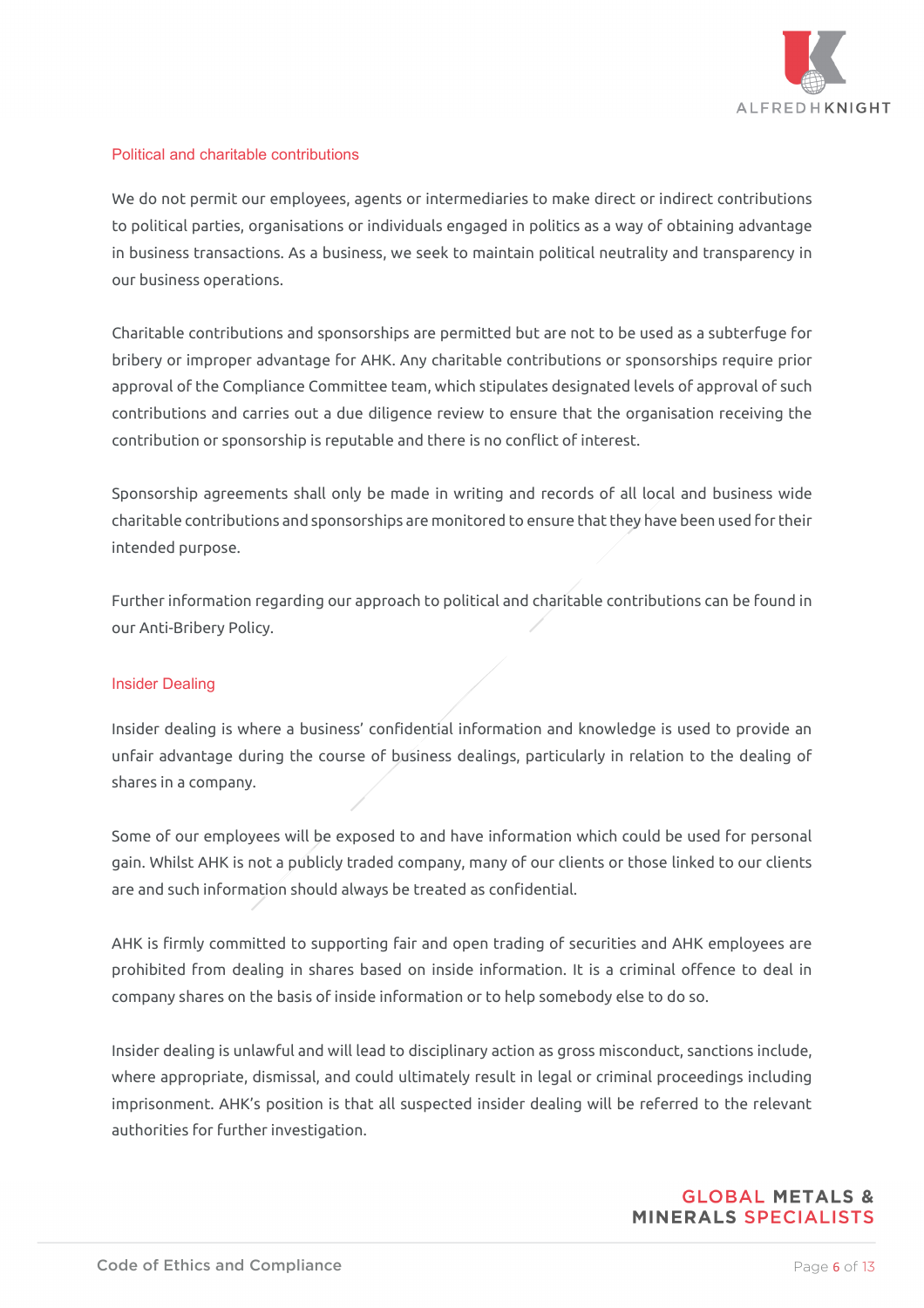## Political and charitable contributions

We do not permit our employees, agents or intermediaries to make direct or indirect contributions to political parties, organisations or individuals engaged in politics as a way of obtaining advantage in business transactions. As a business, we seek to maintain political neutrality and transparency in our business operations.

Charitable contributions and sponsorships are permitted but are not to be used as a subterfuge for bribery or improper advantage for AHK. Any charitable contributions or sponsorships require prior approval of the Compliance Committee team, which stipulates designated levels of approval of such contributions and carries out a due diligence review to ensure that the organisation receiving the contribution or sponsorship is reputable and there is no conflict of interest.

Sponsorship agreements shall only be made in writing and records of all local and business wide charitable contributions and sponsorships are monitored to ensure that they have been used for their intended purpose.

Further information regarding our approach to political and charitable contributions can be found in our Anti-Bribery Policy.

## Insider Dealing

Insider dealing is where a business' confidential information and knowledge is used to provide an unfair advantage during the course of business dealings, particularly in relation to the dealing of shares in a company.

Some of our employees will be exposed to and have information which could be used for personal gain. Whilst AHK is not a publicly traded company, many of our clients or those linked to our clients are and such information should always be treated as confidential.

AHK is firmly committed to supporting fair and open trading of securities and AHK employees are prohibited from dealing in shares based on inside information. It is a criminal offence to deal in company shares on the basis of inside information or to help somebody else to do so.

Insider dealing is unlawful and will lead to disciplinary action as gross misconduct, sanctions include, where appropriate, dismissal, and could ultimately result in legal or criminal proceedings including imprisonment. AHK's position is that all suspected insider dealing will be referred to the relevant authorities for further investigation.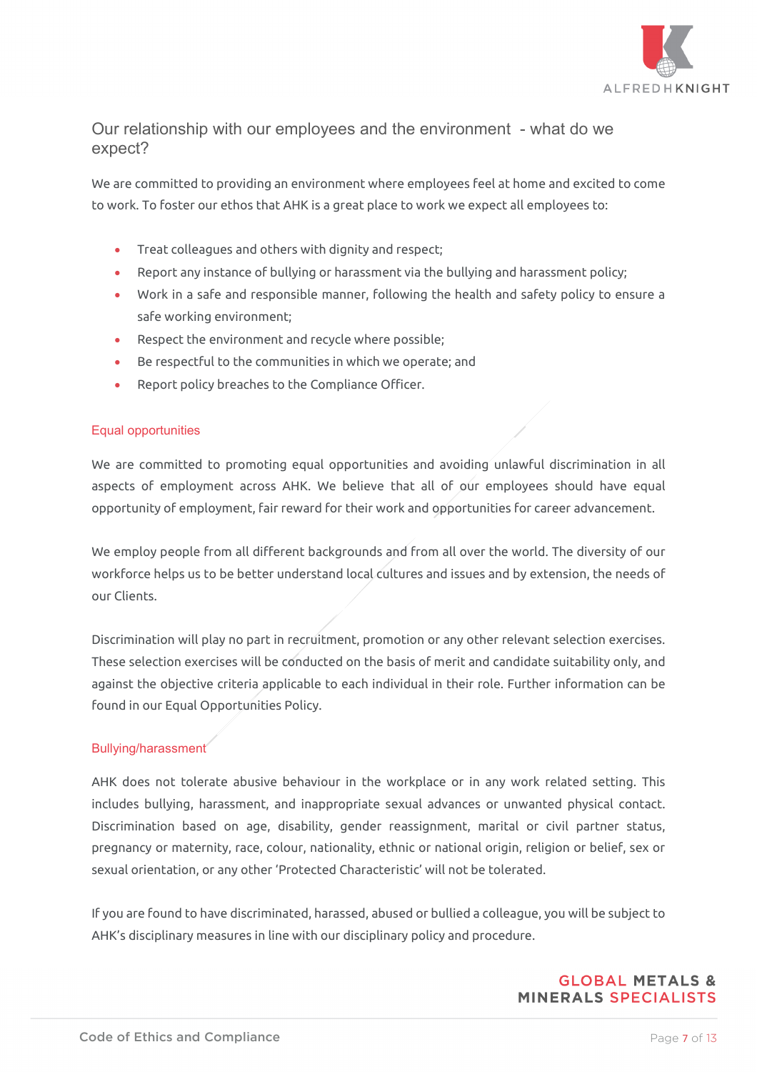## Our relationship with our employees and the environment - what do we expect?

We are committed to providing an environment where employees feel at home and excited to come to work. To foster our ethos that AHK is a great place to work we expect all employees to:

- Treat colleagues and others with dignity and respect;
- Report any instance of bullying or harassment via the bullying and harassment policy;
- Work in a safe and responsible manner, following the health and safety policy to ensure a safe working environment;
- Respect the environment and recycle where possible;
- Be respectful to the communities in which we operate; and
- Report policy breaches to the Compliance Officer.

### Equal opportunities

We are committed to promoting equal opportunities and avoiding unlawful discrimination in all aspects of employment across AHK. We believe that all of our employees should have equal opportunity of employment, fair reward for their work and opportunities for career advancement.

We employ people from all different backgrounds and from all over the world. The diversity of our workforce helps us to be better understand local cultures and issues and by extension, the needs of our Clients.

Discrimination will play no part in recruitment, promotion or any other relevant selection exercises. These selection exercises will be conducted on the basis of merit and candidate suitability only, and against the objective criteria applicable to each individual in their role. Further information can be found in our Equal Opportunities Policy.

### Bullying/harassment

AHK does not tolerate abusive behaviour in the workplace or in any work related setting. This includes bullying, harassment, and inappropriate sexual advances or unwanted physical contact. Discrimination based on age, disability, gender reassignment, marital or civil partner status, pregnancy or maternity, race, colour, nationality, ethnic or national origin, religion or belief, sex or sexual orientation, or any other 'Protected Characteristic' will not be tolerated.

If you are found to have discriminated, harassed, abused or bullied a colleague, you will be subject to AHK's disciplinary measures in line with our disciplinary policy and procedure.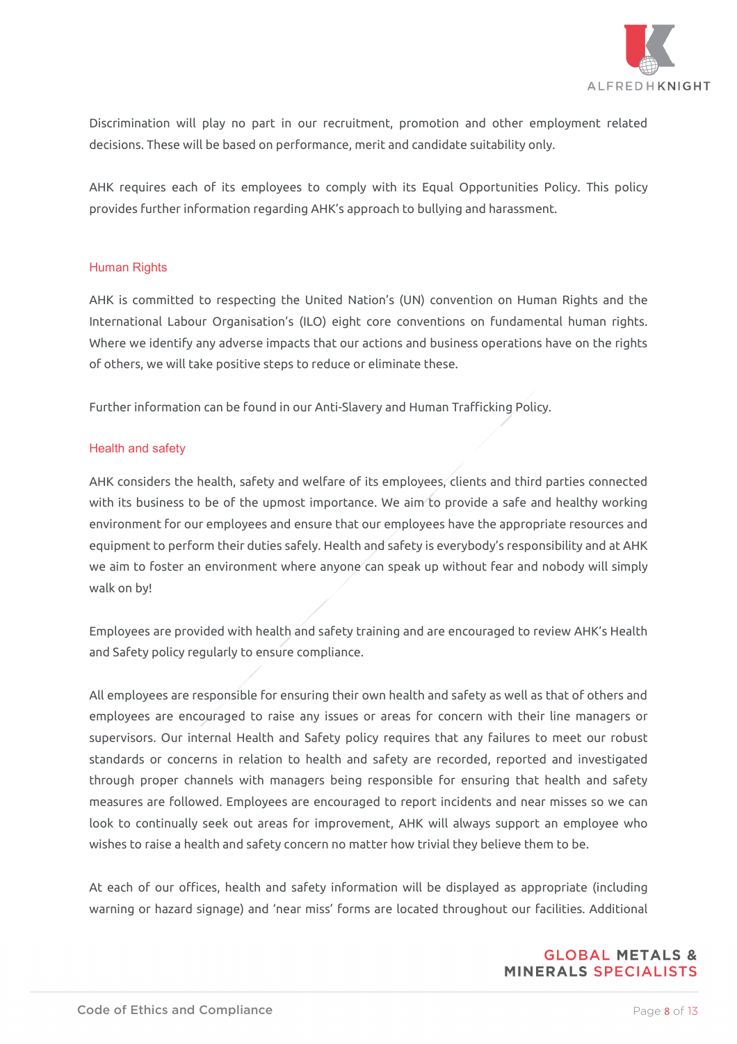Discrimination will play no part in our recruitment, promotion and other employment related decisions. These will be based on performance, merit and candidate suitability only.

AHK requires each of its employees to comply with its Equal Opportunities Policy. This policy provides further information regarding AHK's approach to bullying and harassment.

## Human Rights

AHK is committed to respecting the United Nation's (UN) convention on Human Rights and the International Labour Organisation's (ILO) eight core conventions on fundamental human rights. Where we identify any adverse impacts that our actions and business operations have on the rights of others, we will take positive steps to reduce or eliminate these.

Further information can be found in our Anti-Slavery and Human Trafficking Policy.

## Health and safety

AHK considers the health, safety and welfare of its employees, clients and third parties connected with its business to be of the upmost importance. We aim to provide a safe and healthy working environment for our employees and ensure that our employees have the appropriate resources and equipment to perform their duties safely. Health and safety is everybody's responsibility and at AHK we aim to foster an environment where anyone can speak up without fear and nobody will simply walk on by!

Employees are provided with health and safety training and are encouraged to review AHK's Health and Safety policy regularly to ensure compliance.

All employees are responsible for ensuring their own health and safety as well as that of others and employees are encouraged to raise any issues or areas for concern with their line managers or supervisors. Our internal Health and Safety policy requires that any failures to meet our robust standards or concerns in relation to health and safety are recorded, reported and investigated through proper channels with managers being responsible for ensuring that health and safety measures are followed. Employees are encouraged to report incidents and near misses so we can look to continually seek out areas for improvement, AHK will always support an employee who wishes to raise a health and safety concern no matter how trivial they believe them to be.

At each of our offices, health and safety information will be displayed as appropriate (including warning or hazard signage) and 'near miss' forms are located throughout our facilities. Additional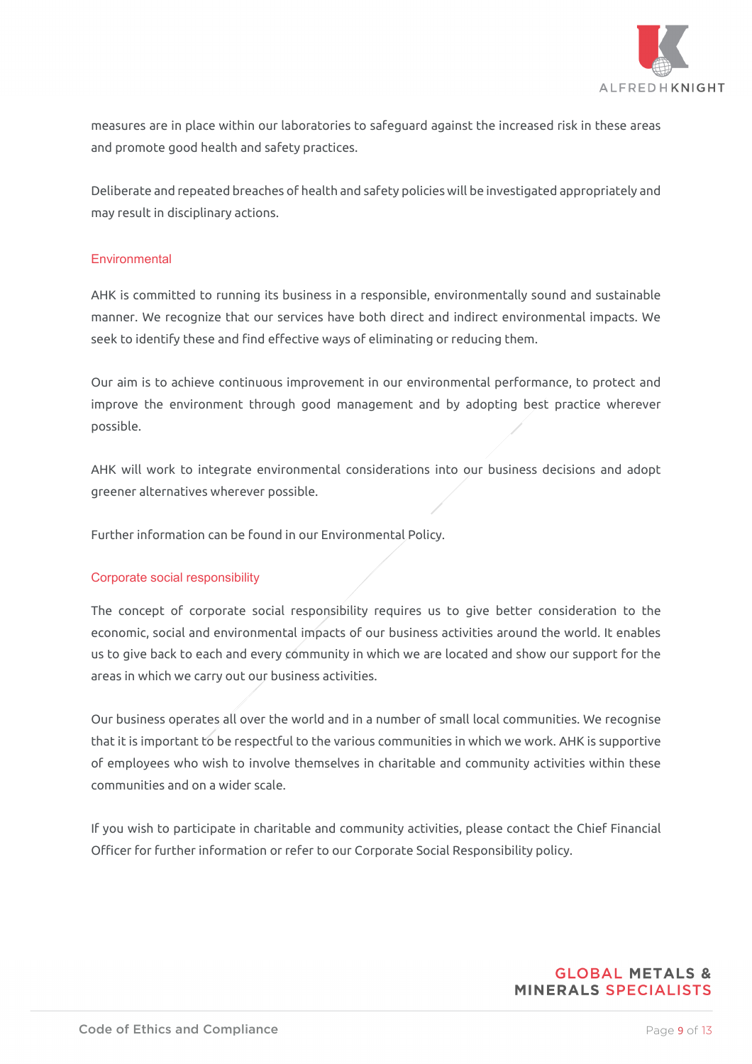measures are in place within our laboratories to safeguard against the increased risk in these areas and promote good health and safety practices.

Deliberate and repeated breaches of health and safety policies will be investigated appropriately and may result in disciplinary actions.

## Environmental

AHK is committed to running its business in a responsible, environmentally sound and sustainable manner. We recognize that our services have both direct and indirect environmental impacts. We seek to identify these and find effective ways of eliminating or reducing them.

Our aim is to achieve continuous improvement in our environmental performance, to protect and improve the environment through good management and by adopting best practice wherever possible.

AHK will work to integrate environmental considerations into our business decisions and adopt greener alternatives wherever possible.

Further information can be found in our Environmental Policy.

## Corporate social responsibility

The concept of corporate social responsibility requires us to give better consideration to the economic, social and environmental impacts of our business activities around the world. It enables us to give back to each and every community in which we are located and show our support for the areas in which we carry out our business activities.

Our business operates all over the world and in a number of small local communities. We recognise that it is important to be respectful to the various communities in which we work. AHK is supportive of employees who wish to involve themselves in charitable and community activities within these communities and on a wider scale.

If you wish to participate in charitable and community activities, please contact the Chief Financial Officer for further information or refer to our Corporate Social Responsibility policy.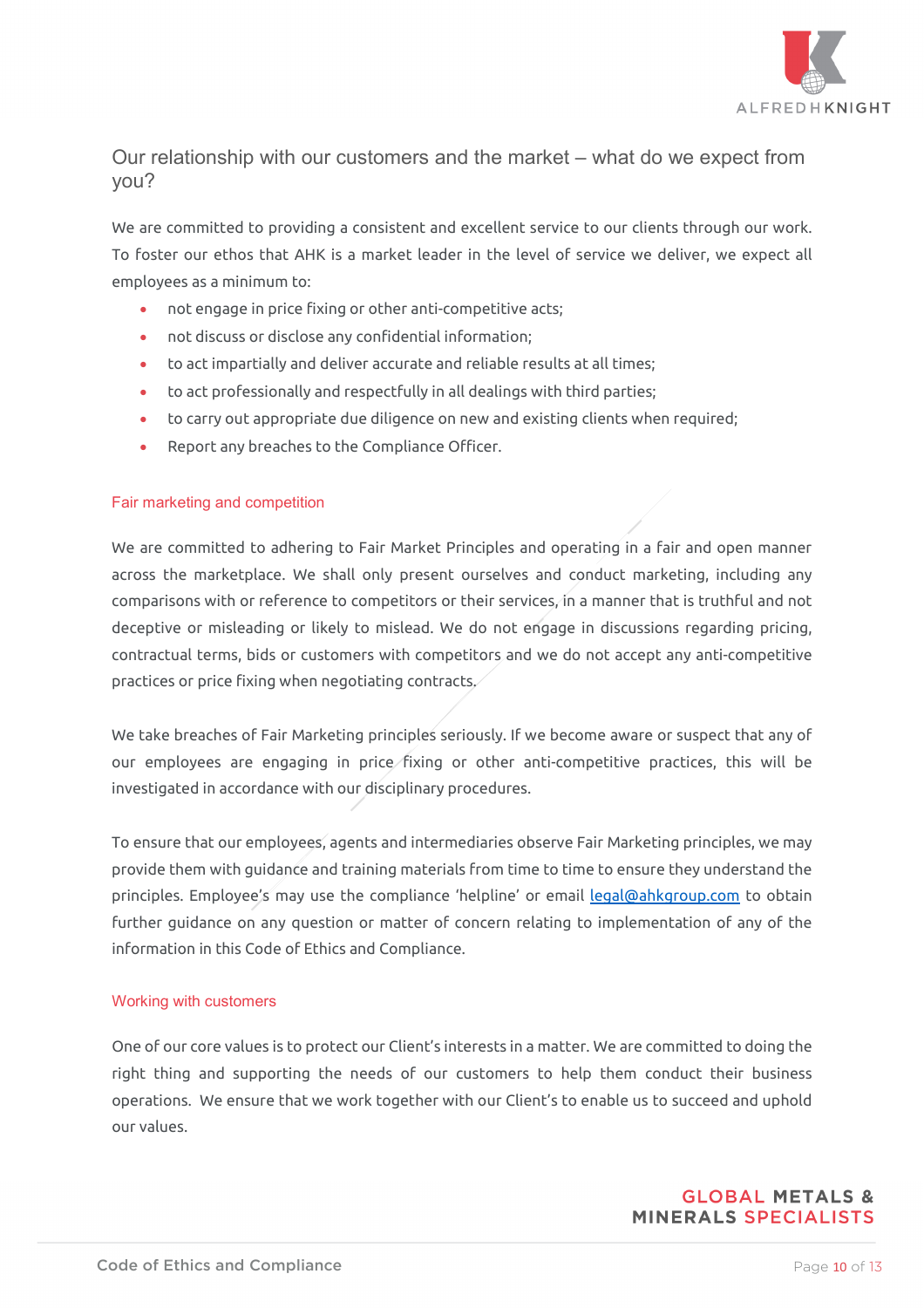## Our relationship with our customers and the market – what do we expect from you?

We are committed to providing a consistent and excellent service to our clients through our work. To foster our ethos that AHK is a market leader in the level of service we deliver, we expect all employees as a minimum to:

- not engage in price fixing or other anti-competitive acts;
- not discuss or disclose any confidential information;
- to act impartially and deliver accurate and reliable results at all times;
- to act professionally and respectfully in all dealings with third parties;
- to carry out appropriate due diligence on new and existing clients when required;
- Report any breaches to the Compliance Officer.

### Fair marketing and competition

We are committed to adhering to Fair Market Principles and operating in a fair and open manner across the marketplace. We shall only present ourselves and conduct marketing, including any comparisons with or reference to competitors or their services, in a manner that is truthful and not deceptive or misleading or likely to mislead. We do not engage in discussions regarding pricing, contractual terms, bids or customers with competitors and we do not accept any anti-competitive practices or price fixing when negotiating contracts.

We take breaches of Fair Marketing principles seriously. If we become aware or suspect that any of our employees are engaging in price fixing or other anti-competitive practices, this will be investigated in accordance with our disciplinary procedures.

To ensure that our employees, agents and intermediaries observe Fair Marketing principles, we may provide them with guidance and training materials from time to time to ensure they understand the principles. Employee's may use the compliance 'helpline' or email legal@ahkgroup.com to obtain further guidance on any question or matter of concern relating to implementation of any of the information in this Code of Ethics and Compliance.

### Working with customers

One of our core values is to protect our Client's interests in a matter. We are committed to doing the right thing and supporting the needs of our customers to help them conduct their business operations. We ensure that we work together with our Client's to enable us to succeed and uphold our values.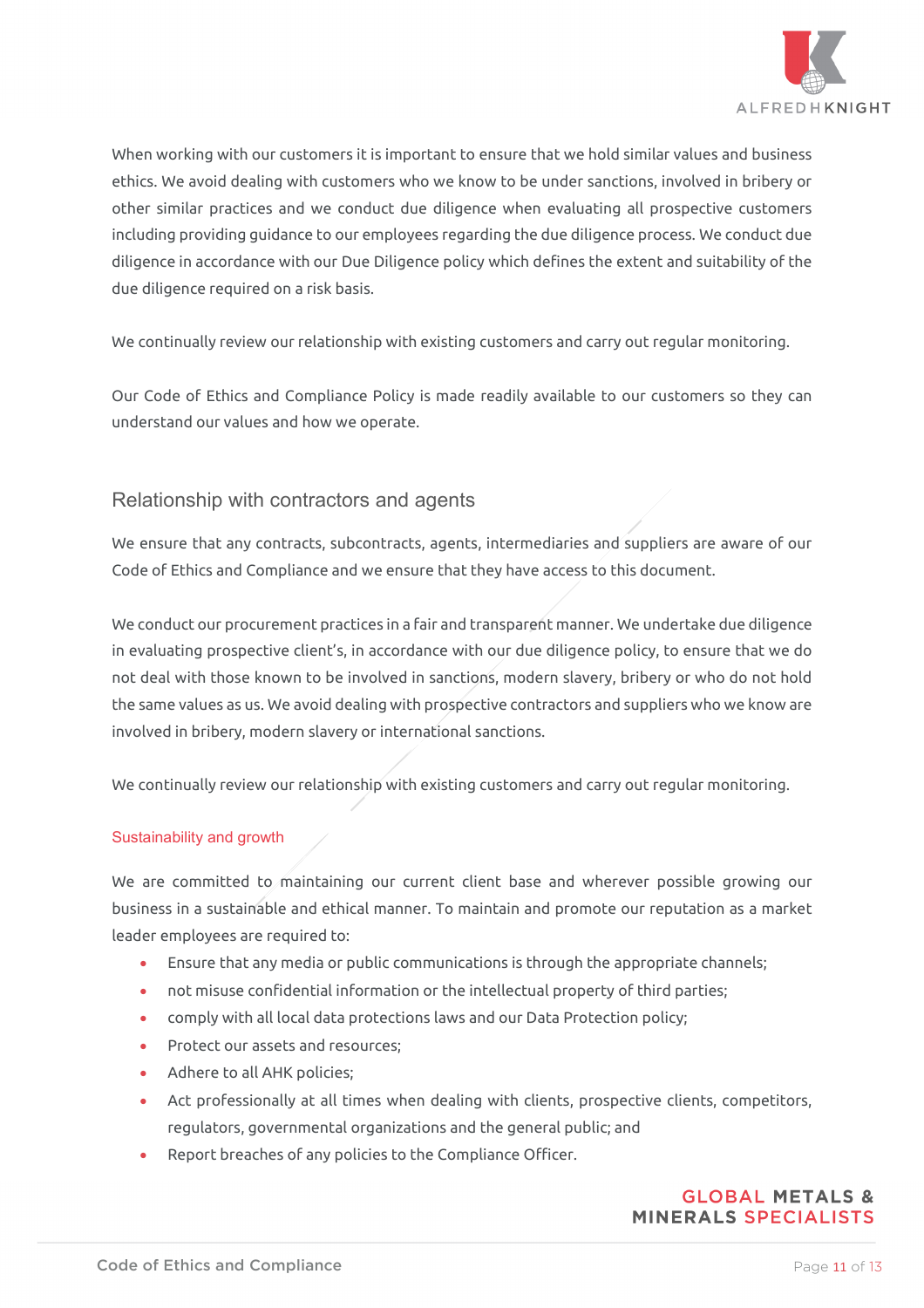When working with our customers it is important to ensure that we hold similar values and business ethics. We avoid dealing with customers who we know to be under sanctions, involved in bribery or other similar practices and we conduct due diligence when evaluating all prospective customers including providing guidance to our employees regarding the due diligence process. We conduct due diligence in accordance with our Due Diligence policy which defines the extent and suitability of the due diligence required on a risk basis.

We continually review our relationship with existing customers and carry out regular monitoring.

Our Code of Ethics and Compliance Policy is made readily available to our customers so they can understand our values and how we operate.

## Relationship with contractors and agents

We ensure that any contracts, subcontracts, agents, intermediaries and suppliers are aware of our Code of Ethics and Compliance and we ensure that they have access to this document.

We conduct our procurement practices in a fair and transparent manner. We undertake due diligence in evaluating prospective client's, in accordance with our due diligence policy, to ensure that we do not deal with those known to be involved in sanctions, modern slavery, bribery or who do not hold the same values as us. We avoid dealing with prospective contractors and suppliers who we know are involved in bribery, modern slavery or international sanctions.

We continually review our relationship with existing customers and carry out regular monitoring.

### Sustainability and growth

We are committed to maintaining our current client base and wherever possible growing our business in a sustainable and ethical manner. To maintain and promote our reputation as a market leader employees are required to:

- Ensure that any media or public communications is through the appropriate channels;
- not misuse confidential information or the intellectual property of third parties;
- comply with all local data protections laws and our Data Protection policy;
- Protect our assets and resources;
- Adhere to all AHK policies;
- Act professionally at all times when dealing with clients, prospective clients, competitors, regulators, governmental organizations and the general public; and
- Report breaches of any policies to the Compliance Officer.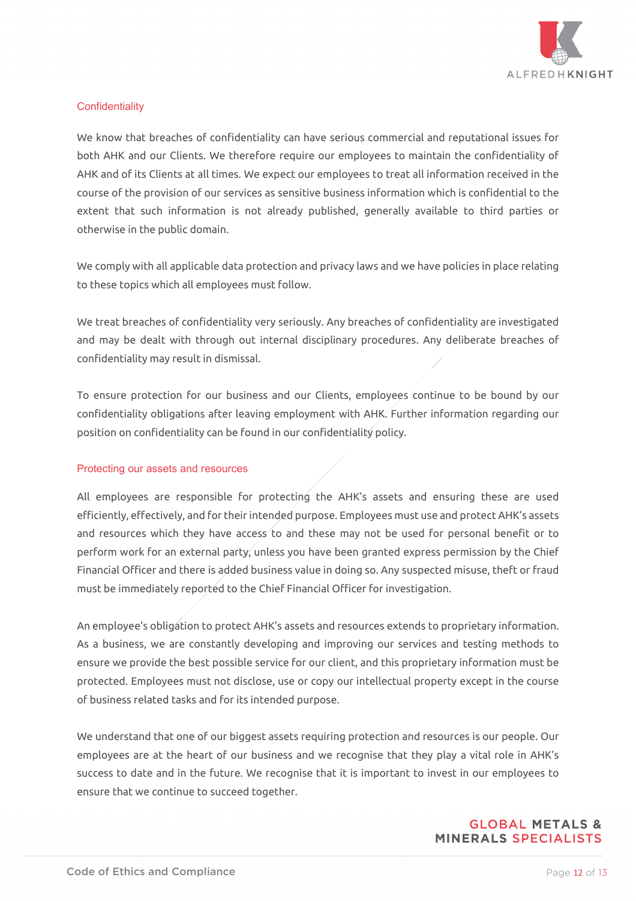## Confidentiality

We know that breaches of confidentiality can have serious commercial and reputational issues for both AHK and our Clients. We therefore require our employees to maintain the confidentiality of AHK and of its Clients at all times. We expect our employees to treat all information received in the course of the provision of our services as sensitive business information which is confidential to the extent that such information is not already published, generally available to third parties or otherwise in the public domain.

We comply with all applicable data protection and privacy laws and we have policies in place relating to these topics which all employees must follow.

We treat breaches of confidentiality very seriously. Any breaches of confidentiality are investigated and may be dealt with through out internal disciplinary procedures. Any deliberate breaches of confidentiality may result in dismissal.

To ensure protection for our business and our Clients, employees continue to be bound by our confidentiality obligations after leaving employment with AHK. Further information regarding our position on confidentiality can be found in our confidentiality policy.

## Protecting our assets and resources

All employees are responsible for protecting the AHK's assets and ensuring these are used efficiently, effectively, and for their intended purpose. Employees must use and protect AHK's assets and resources which they have access to and these may not be used for personal benefit or to perform work for an external party, unless you have been granted express permission by the Chief Financial Officer and there is added business value in doing so. Any suspected misuse, theft or fraud must be immediately reported to the Chief Financial Officer for investigation.

An employee's obligation to protect AHK's assets and resources extends to proprietary information. As a business, we are constantly developing and improving our services and testing methods to ensure we provide the best possible service for our client, and this proprietary information must be protected. Employees must not disclose, use or copy our intellectual property except in the course of business related tasks and for its intended purpose.

We understand that one of our biggest assets requiring protection and resources is our people. Our employees are at the heart of our business and we recognise that they play a vital role in AHK's success to date and in the future. We recognise that it is important to invest in our employees to ensure that we continue to succeed together.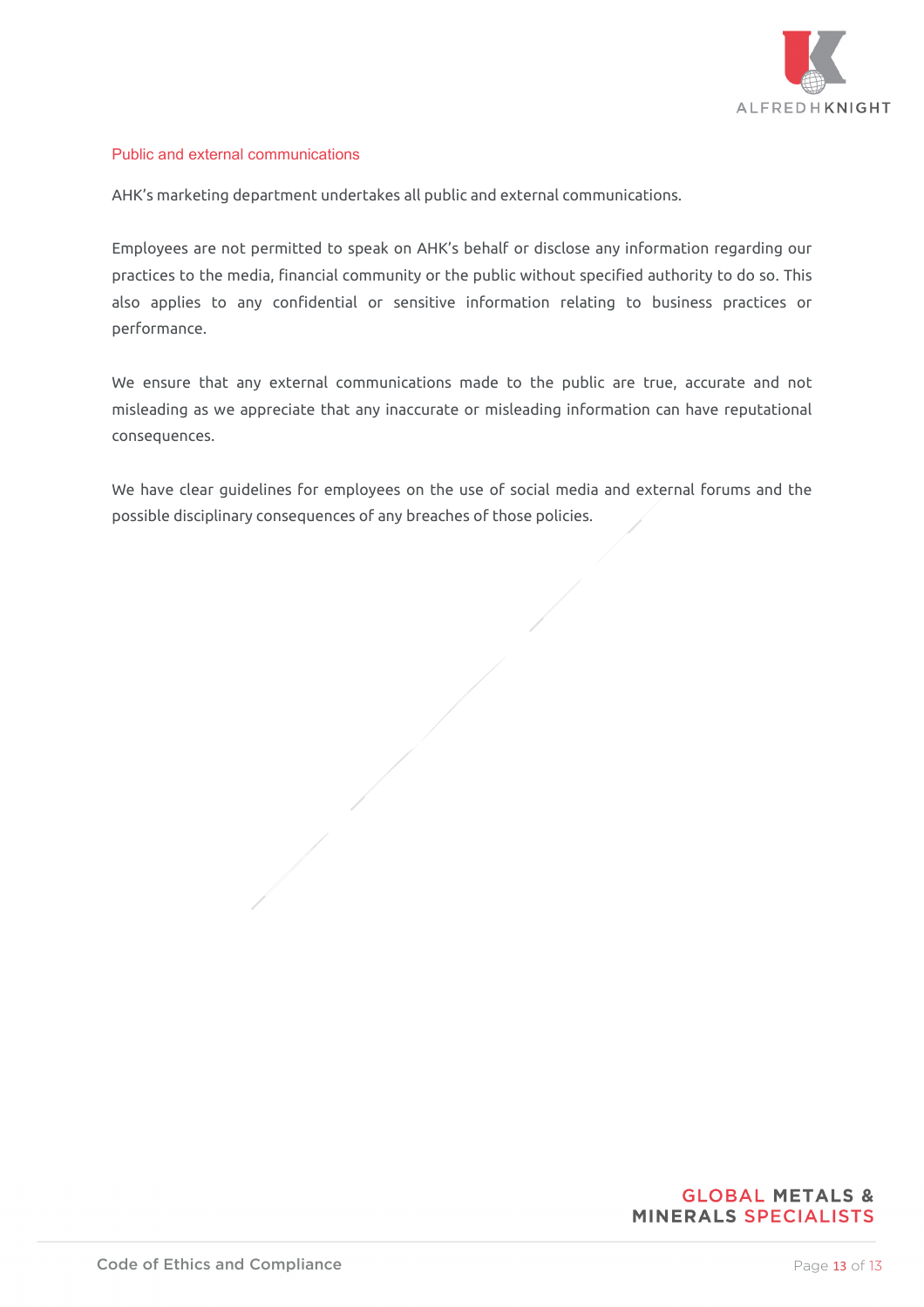## Public and external communications

AHK's marketing department undertakes all public and external communications.

Employees are not permitted to speak on AHK's behalf or disclose any information regarding our practices to the media, financial community or the public without specified authority to do so. This also applies to any confidential or sensitive information relating to business practices or performance.

We ensure that any external communications made to the public are true, accurate and not misleading as we appreciate that any inaccurate or misleading information can have reputational consequences.

We have clear guidelines for employees on the use of social media and external forums and the possible disciplinary consequences of any breaches of those policies.